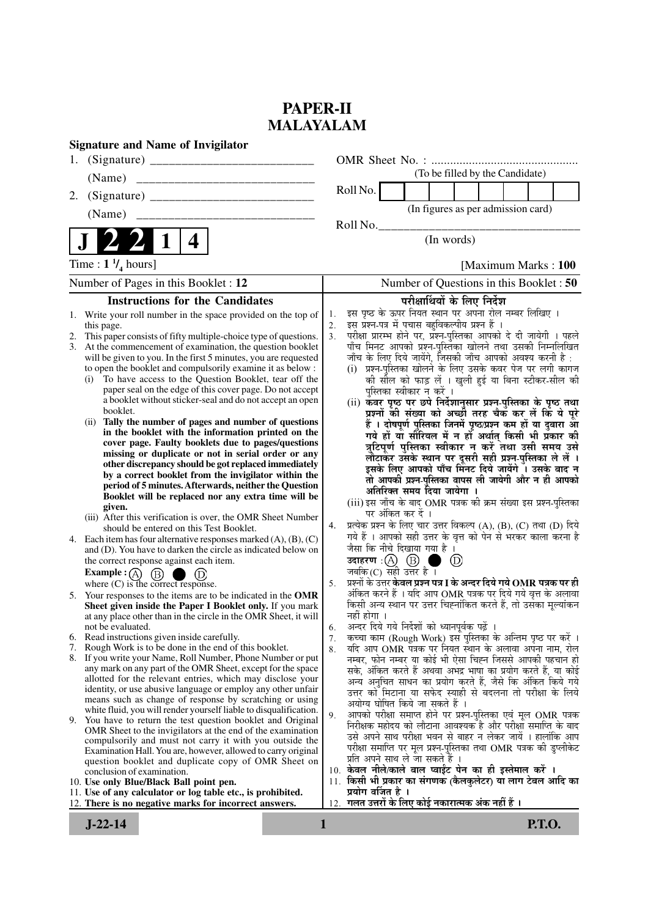# PAPER-II
# MALAYALAM

**Signature and Name of Invigilator**

1. (Signature) __________________________

   (Name) __________________________

2. (Signature) __________________________

   (Name) __________________________

OMR Sheet No. : ...............................................

(To be filled by the Candidate)

Roll No. | | | | | | | | |

(In figures as per admission card)

Roll No.________________________________

(In words)

**J 2 2 1 4**

Time : $1\,^{1}/_{4}$ hours] [Maximum Marks : **100**

Number of Pages in this Booklet : **12** | Number of Questions in this Booklet : **50**

## Instructions for the Candidates

1. Write your roll number in the space provided on the top of this page.
2. This paper consists of fifty multiple-choice type of questions.
3. At the commencement of examination, the question booklet will be given to you. In the first 5 minutes, you are requested to open the booklet and compulsorily examine it as below :
   (i) To have access to the Question Booklet, tear off the paper seal on the edge of this cover page. Do not accept a booklet without sticker-seal and do not accept an open booklet.
   (ii) **Tally the number of pages and number of questions in the booklet with the information printed on the cover page. Faulty booklets due to pages/questions missing or duplicate or not in serial order or any other discrepancy should be got replaced immediately by a correct booklet from the invigilator within the period of 5 minutes. Afterwards, neither the Question Booklet will be replaced nor any extra time will be given.**
   (iii) After this verification is over, the OMR Sheet Number should be entered on this Test Booklet.
4. Each item has four alternative responses marked (A), (B), (C) and (D). You have to darken the circle as indicated below on the correct response against each item.
   **Example :** (A) (B) ● (D)
   where (C) is the correct response.
5. Your responses to the items are to be indicated in the **OMR Sheet given inside the Paper I Booklet only.** If you mark at any place other than in the circle in the OMR Sheet, it will not be evaluated.
6. Read instructions given inside carefully.
7. Rough Work is to be done in the end of this booklet.
8. If you write your Name, Roll Number, Phone Number or put any mark on any part of the OMR Sheet, except for the space allotted for the relevant entries, which may disclose your identity, or use abusive language or employ any other unfair means such as change of response by scratching or using white fluid, you will render yourself liable to disqualification.
9. You have to return the test question booklet and Original OMR Sheet to the invigilators at the end of the examination compulsorily and must not carry it with you outside the Examination Hall. You are, however, allowed to carry original question booklet and duplicate copy of OMR Sheet on conclusion of examination.
10. **Use only Blue/Black Ball point pen.**
11. **Use of any calculator or log table etc., is prohibited.**
12. **There is no negative marks for incorrect answers.**

## परीक्षार्थियों के लिए निर्देश

1. इस पृष्ठ के ऊपर नियत स्थान पर अपना रोल नम्बर लिखिए ।
2. इस प्रश्न-पत्र में पचास बहुविकल्पीय प्रश्न हैं ।
3. परीक्षा प्रारम्भ होने पर, प्रश्न-पुस्तिका आपको दे दी जायेगी । पहले पाँच मिनट आपको प्रश्न-पुस्तिका खोलने तथा उसकी निम्नलिखित जाँच के लिए दिये जायेंगे, जिसकी जाँच आपको अवश्य करनी है :
   (i) प्रश्न-पुस्तिका खोलने के लिए उसके कवर पेज पर लगी कागज की सील को फाड़ लें । खुली हुई या बिना स्टीकर-सील की पुस्तिका स्वीकार न करें ।
   (ii) **कवर पृष्ठ पर छपे निर्देशानुसार प्रश्न-पुस्तिका के पृष्ठ तथा प्रश्नों की संख्या को अच्छी तरह चैक कर लें कि ये पूरे हैं । दोषपूर्ण पुस्तिका जिनमें पृष्ठ/प्रश्न कम हों या दुबारा आ गये हों या सीरियल में न हों अर्थात् किसी भी प्रकार की त्रुटिपूर्ण पुस्तिका स्वीकार न करें तथा उसी समय उसे लौटाकर उसके स्थान पर दूसरी सही प्रश्न-पुस्तिका ले लें । इसके लिए आपको पाँच मिनट दिये जायेंगे । उसके बाद न तो आपकी प्रश्न-पुस्तिका वापस ली जायेगी और न ही आपको अतिरिक्त समय दिया जायेगा ।**
   (iii) इस जाँच के बाद OMR पत्रक की क्रम संख्या इस प्रश्न-पुस्तिका पर अंकित कर दें ।
4. प्रत्येक प्रश्न के लिए चार उत्तर विकल्प (A), (B), (C) तथा (D) दिये गये हैं । आपको सही उत्तर के वृत्त को पेन से भरकर काला करना है जैसा कि नीचे दिखाया गया है ।
   **उदाहरण :** (A) (B) ● (D)
   जबकि (C) सही उत्तर है ।
5. प्रश्नों के उत्तर **केवल प्रश्न पत्र I के अन्दर दिये गये OMR पत्रक पर ही** अंकित करने हैं । यदि आप OMR पत्रक पर दिये गये वृत्त के अलावा किसी अन्य स्थान पर उत्तर चिह्नांकित करते हैं, तो उसका मूल्यांकन नहीं होगा ।
6. अन्दर दिये गये निर्देशों को ध्यानपूर्वक पढ़ें ।
7. कच्चा काम (Rough Work) इस पुस्तिका के अन्तिम पृष्ठ पर करें ।
8. यदि आप OMR पत्रक पर नियत स्थान के अलावा अपना नाम, रोल नम्बर, फोन नम्बर या कोई भी ऐसा चिह्न जिससे आपकी पहचान हो सके, अंकित करते हैं अथवा अभद्र भाषा का प्रयोग करते हैं, या कोई अन्य अनुचित साधन का प्रयोग करते हैं, जैसे कि अंकित किये गये उत्तर को मिटाना या सफेद स्याही से बदलना तो परीक्षा के लिये अयोग्य घोषित किये जा सकते हैं ।
9. आपको परीक्षा समाप्त होने पर प्रश्न-पुस्तिका एवं मूल OMR पत्रक निरीक्षक महोदय को लौटाना आवश्यक है और परीक्षा समाप्ति के बाद उसे अपने साथ परीक्षा भवन से बाहर न लेकर जायें । हालांकि आप परीक्षा समाप्ति पर मूल प्रश्न-पुस्तिका तथा OMR पत्रक की डुप्लीकेट प्रति अपने साथ ले जा सकते हैं ।
10. **केवल नीले/काले बाल प्वाईंट पेन का ही इस्तेमाल करें ।**
11. **किसी भी प्रकार का संगणक (कैलकुलेटर) या लाग टेबल आदि का प्रयोग वर्जित है ।**
12. **गलत उत्तरों के लिए कोई नकारात्मक अंक नहीं हैं ।**

**J-22-14** **P.T.O.**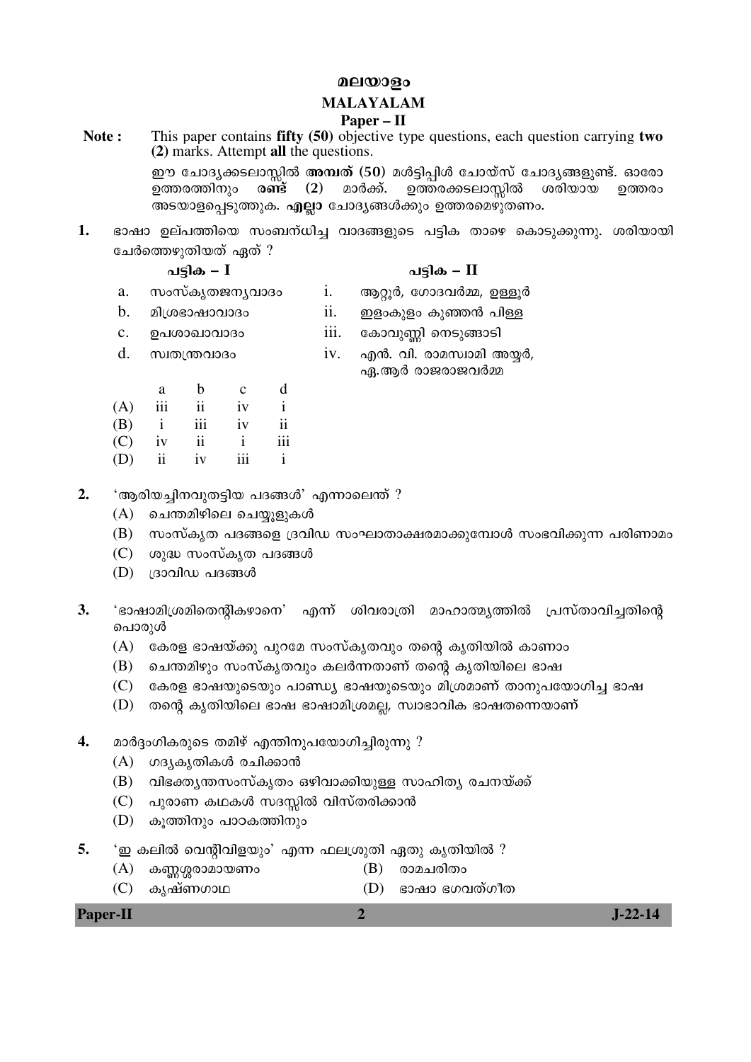# മലയാളം

## MALAYALAM

### Paper – II

**Note :** This paper contains **fifty (50)** objective type questions, each question carrying **two (2)** marks. Attempt **all** the questions.

ഈ ചോദ്യക്കടലാസ്സിൽ **അമ്പത്** (50) മൾട്ടിപ്പിൾ ചോയ്സ് ചോദ്യങ്ങളുണ്ട്. ഓരോ ഉത്തരത്തിനും **രണ്ട്** (2) മാർക്ക്. ഉത്തരക്കടലാസ്സിൽ ശരിയായ ഉത്തരം അടയാളപ്പെടുത്തുക. **എല്ലാ** ചോദ്യങ്ങൾക്കും ഉത്തരമെഴുതണം.

**1.** ഭാഷാ ഉല്പത്തിയെ സംബന്ധിച്ച വാദങ്ങളുടെ പട്ടിക താഴെ കൊടുക്കുന്നു. ശരിയായി ചേർത്തെഴുതിയത് ഏത് ?

| | പട്ടിക – I | | പട്ടിക – II |
|---|---|---|---|
| a. | സംസ്കൃതജന്യവാദം | i. | ആറ്റൂർ, ഗോദവർമ്മ, ഉള്ളൂർ |
| b. | മിശ്രഭാഷാവാദം | ii. | ഇളംകുളം കുഞ്ഞൻ പിള്ള |
| c. | ഉപശാഖാവാദം | iii. | കോവുണ്ണി നെടുങ്ങാടി |
| d. | സ്വതന്ത്രവാദം | iv. | എൻ. വി. രാമസ്വാമി അയ്യർ, ഏ.ആർ രാജരാജവർമ്മ |

| | a | b | c | d |
|---|---|---|---|---|
| (A) | iii | ii | iv | i |
| (B) | i | iii | iv | ii |
| (C) | iv | ii | i | iii |
| (D) | ii | iv | iii | i |

**2.** 'ആരിയച്ചിനവുതട്ടിയ പദങ്ങൾ' എന്നാലെന്ത് ?

(A) ചെന്തമിഴിലെ ചെയ്യുളുകൾ

(B) സംസ്കൃത പദങ്ങളെ ദ്രാവിഡ സംഘാതാക്ഷരമാക്കുമ്പോൾ സംഭവിക്കുന്ന പരിണാമം

(C) ശുദ്ധ സംസ്കൃത പദങ്ങൾ

(D) ദ്രാവിഡ പദങ്ങൾ

**3.** 'ഭാഷാമിശ്രമിതെന്റികഴാനെ' എന്ന് ശിവരാത്രി മാഹാത്മ്യത്തിൽ പ്രസ്താവിച്ചതിന്റെ പൊരുൾ

(A) കേരള ഭാഷയ്ക്കു പുറമേ സംസ്കൃതവും തന്റെ കൃതിയിൽ കാണാം

(B) ചെന്തമിഴും സംസ്കൃതവും കലർന്നതാണ് തന്റെ കൃതിയിലെ ഭാഷ

(C) കേരള ഭാഷയുടെയും പാണ്ഡ്യ ഭാഷയുടെയും മിശ്രമാണ് താനുപയോഗിച്ച ഭാഷ

(D) തന്റെ കൃതിയിലെ ഭാഷ ഭാഷാമിശ്രമല്ല, സ്വാഭാവിക ഭാഷതന്നെയാണ്

**4.** മാർദ്ദംഗികരുടെ തമിഴ് എന്തിനുപയോഗിച്ചിരുന്നു ?

(A) ഗദ്യകൃതികൾ രചിക്കാൻ

(B) വിഭക്ത്യന്തസംസ്കൃതം ഒഴിവാക്കിയുള്ള സാഹിത്യ രചനയ്ക്ക്

(C) പുരാണ കഥകൾ സദസ്സിൽ വിസ്തരിക്കാൻ

(D) കൂത്തിനും പാഠകത്തിനും

**5.** 'ഇ കലിൽ വെന്റിവിളയും' എന്ന ഫലശ്രുതി ഏതു കൃതിയിൽ ?

(A) കണ്ണശ്ശരാമായണം

(B) രാമചരിതം

(C) കൃഷ്ണഗാഥ

(D) ഭാഷാ ഭഗവത്ഗീത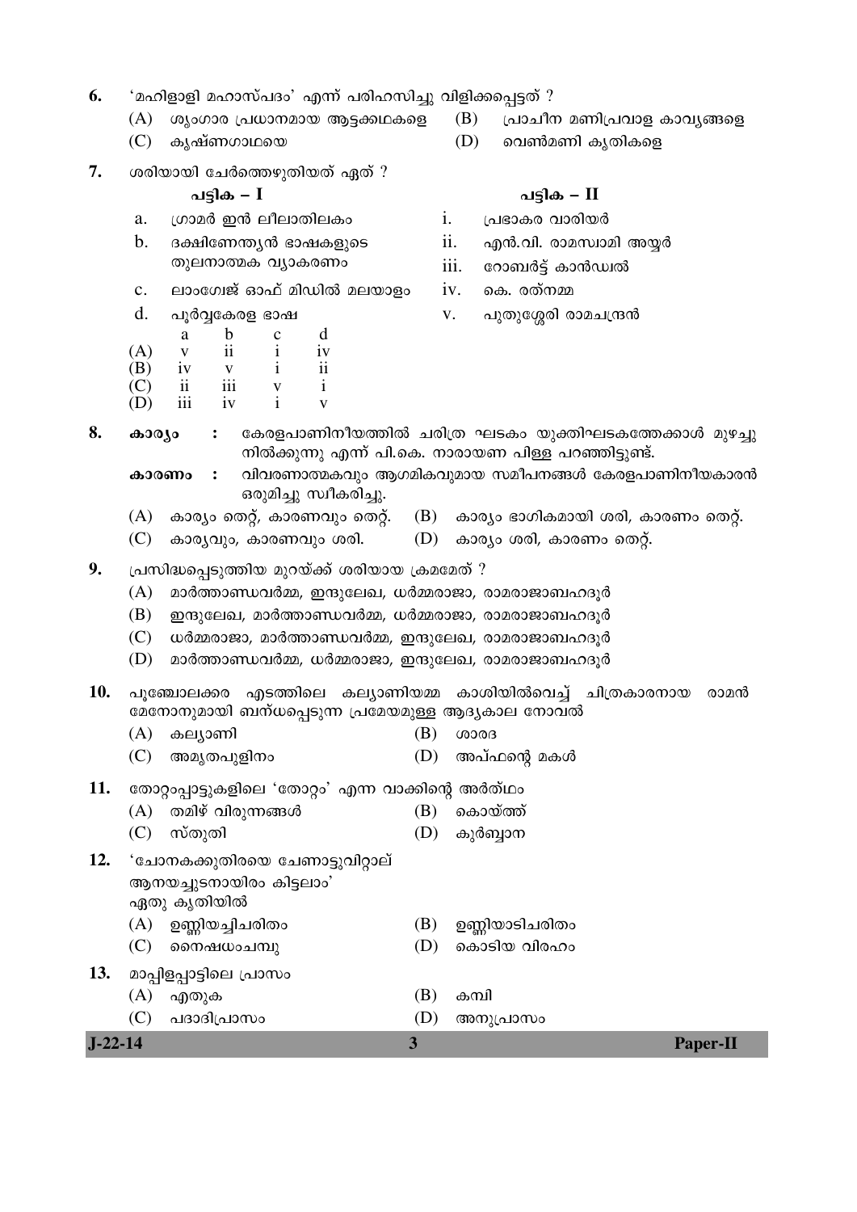6. 'മഹിളാളി മഹാസ്പദം' എന്ന് പരിഹസിച്ചു വിളിക്കപ്പെട്ടത് ?

(A) ശൃംഗാര പ്രധാനമായ ആട്ടക്കഥകളെ
(B) പ്രാചീന മണിപ്രവാള കാവ്യങ്ങളെ
(C) കൃഷ്ണഗാഥയെ
(D) വെൺമണി കൃതികളെ

7. ശരിയായി ചേർത്തെഴുതിയത് ഏത് ?

| പട്ടിക – I | പട്ടിക – II |
|---|---|
| a. ഗ്രാമർ ഇൻ ലീലാതിലകം | i. പ്രഭാകര വാരിയർ |
| b. ദക്ഷിണേന്ത്യൻ ഭാഷകളുടെ തുലനാത്മക വ്യാകരണം | ii. എൻ.വി. രാമസ്വാമി അയ്യർ |
| c. ലാംഗ്വേജ് ഓഫ് മിഡിൽ മലയാളം | iii. റോബർട്ട് കാൻഡ്വൽ |
| d. പൂർവ്വകേരള ഭാഷ | iv. കെ. രത്നമ്മ |
| | v. പുതുശ്ശേരി രാമചന്ദ്രൻ |

| | a | b | c | d |
|---|---|---|---|---|
| (A) | v | ii | i | iv |
| (B) | iv | v | i | ii |
| (C) | ii | iii | v | i |
| (D) | iii | iv | i | v |

8. **കാര്യം** : കേരളപാണിനീയത്തിൽ ചരിത്ര ഘടകം യുക്തിഘടകത്തേക്കാൾ മുഴച്ചു നിൽക്കുന്നു എന്ന് പി.കെ. നാരായണ പിള്ള പറഞ്ഞിട്ടുണ്ട്.

**കാരണം** : വിവരണാത്മകവും ആഗമികവുമായ സമീപനങ്ങൾ കേരളപാണിനീയകാരൻ ഒരുമിച്ചു സ്വീകരിച്ചു.

(A) കാര്യം തെറ്റ്, കാരണവും തെറ്റ്.
(B) കാര്യം ഭാഗികമായി ശരി, കാരണം തെറ്റ്.
(C) കാര്യവും, കാരണവും ശരി.
(D) കാര്യം ശരി, കാരണം തെറ്റ്.

9. പ്രസിദ്ധപ്പെടുത്തിയ മുറയ്ക്ക് ശരിയായ ക്രമമേത് ?

(A) മാർത്താണ്ഡവർമ്മ, ഇന്ദുലേഖ, ധർമ്മരാജാ, രാമരാജാബഹദൂർ
(B) ഇന്ദുലേഖ, മാർത്താണ്ഡവർമ്മ, ധർമ്മരാജാ, രാമരാജാബഹദൂർ
(C) ധർമ്മരാജാ, മാർത്താണ്ഡവർമ്മ, ഇന്ദുലേഖ, രാമരാജാബഹദൂർ
(D) മാർത്താണ്ഡവർമ്മ, ധർമ്മരാജാ, ഇന്ദുലേഖ, രാമരാജാബഹദൂർ

10. പൂഞ്ചോലക്കര എടത്തിലെ കല്യാണിയമ്മ കാശിയിൽവെച്ച് ചിത്രകാരനായ രാമൻ മേനോനുമായി ബന്ധപ്പെടുന്ന പ്രമേയമുള്ള ആദ്യകാല നോവൽ

(A) കല്യാണി
(B) ശാരദ
(C) അമൃതപുളിനം
(D) അപ്ഫന്റെ മകൾ

11. തോറ്റംപ്പാട്ടുകളിലെ 'തോറ്റം' എന്ന വാക്കിന്റെ അർത്ഥം

(A) തമിഴ് വിരുന്നങ്ങൾ
(B) കൊയ്ത്ത്
(C) സ്തുതി
(D) കുർബ്ബാന

12. 'ചോനകക്കുതിരയെ ചേണാട്ടുവിറ്റാല്
ആനയച്ചുടനായിരം കിട്ടലാം'
ഏതു കൃതിയിൽ

(A) ഉണ്ണിയച്ചിചരിതം
(B) ഉണ്ണിയാടിചരിതം
(C) നൈഷധംചമ്പു
(D) കൊടിയ വിരഹം

13. മാപ്പിളപ്പാട്ടിലെ പ്രാസം

(A) എതുക
(B) കമ്പി
(C) പദാദിപ്രാസം
(D) അനുപ്രാസം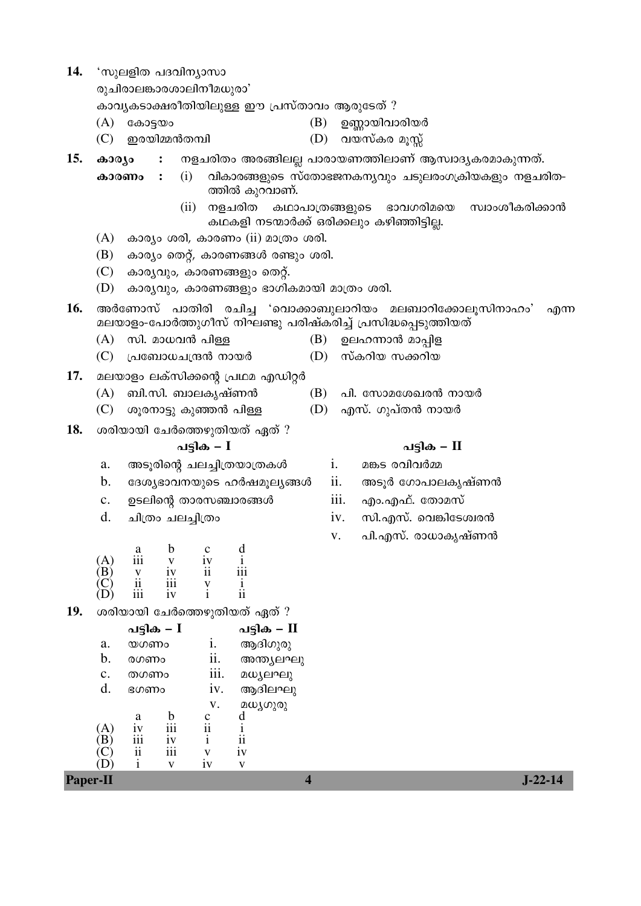14. 'സുലളിത പദവിന്യാസാ
രുചിരാലങ്കാരശാലിനീമധുരാ'
കാവ്യകടാക്ഷരീതിയിലുള്ള ഈ പ്രസ്താവം ആരുടേത് ?

   (A) കോട്ടയം
   (B) ഉണ്ണായിവാരിയർ
   (C) ഇരയിമ്മൻതമ്പി
   (D) വയസ്കര മൂസ്സ്

15. **കാര്യം** : നളചരിതം അരങ്ങിലല്ല പാരായണത്തിലാണ് ആസ്വാദ്യകരമാകുന്നത്.

   **കാരണം** : (i) വികാരങ്ങളുടെ സ്തോഭജനകന്യവും ചടുലരംഗക്രിയകളും നളചരിതത്തിൽ കുറവാണ്.

   (ii) നളചരിത കഥാപാത്രങ്ങളുടെ ഭാവഗരിമയെ സ്വാംശീകരിക്കാൻ കഥകളി നടന്മാർക്ക് ഒരിക്കലും കഴിഞ്ഞിട്ടില്ല.

   (A) കാര്യം ശരി, കാരണം (ii) മാത്രം ശരി.
   (B) കാര്യം തെറ്റ്, കാരണങ്ങൾ രണ്ടും ശരി.
   (C) കാര്യവും, കാരണങ്ങളും തെറ്റ്.
   (D) കാര്യവും, കാരണങ്ങളും ഭാഗികമായി മാത്രം ശരി.

16. അർണോസ് പാതിരി രചിച്ച 'വൊക്കാബുലാറിയം മലബാറിക്കോലൂസിനാഹം' എന്ന മലയാളം-പോർത്തുഗീസ് നിഘണ്ടു പരിഷ്കരിച്ച് പ്രസിദ്ധപ്പെടുത്തിയത്

   (A) സി. മാധവൻ പിള്ള
   (B) ഉലഹന്നാൻ മാപ്പിള
   (C) പ്രബോധചന്ദ്രൻ നായർ
   (D) സ്കറിയ സക്കറിയ

17. മലയാളം ലക്സിക്കന്റെ പ്രഥമ എഡിറ്റർ

   (A) ബി.സി. ബാലകൃഷ്ണൻ
   (B) പി. സോമശേഖരൻ നായർ
   (C) ശൂരനാട്ടു കുഞ്ഞൻ പിള്ള
   (D) എസ്. ഗുപ്തൻ നായർ

18. ശരിയായി ചേർത്തെഴുതിയത് ഏത് ?

| | പട്ടിക – I | | പട്ടിക – II |
|---|---|---|---|
| a. | അടൂരിന്റെ ചലച്ചിത്രയാത്രകൾ | i. | മങ്കട രവിവർമ്മ |
| b. | ദേശ്യഭാവനയുടെ ഹർഷമൂല്യങ്ങൾ | ii. | അടൂർ ഗോപാലകൃഷ്ണൻ |
| c. | ഉടലിന്റെ താരസഞ്ചാരങ്ങൾ | iii. | എം.എഫ്. തോമസ് |
| d. | ചിത്രം ചലച്ചിത്രം | iv. | സി.എസ്. വെങ്കിടേശ്വരൻ |
| | | v. | പി.എസ്. രാധാകൃഷ്ണൻ |

| | a | b | c | d |
|---|---|---|---|---|
| (A) | iii | v | iv | i |
| (B) | v | iv | ii | iii |
| (C) | ii | iii | v | i |
| (D) | iii | iv | i | ii |

19. ശരിയായി ചേർത്തെഴുതിയത് ഏത് ?

| | പട്ടിക – I | | പട്ടിക – II |
|---|---|---|---|
| a. | യഗണം | i. | ആദിഗുരു |
| b. | രഗണം | ii. | അന്ത്യലഘു |
| c. | തഗണം | iii. | മധ്യലഘു |
| d. | ഭഗണം | iv. | ആദിലഘു |
| | | v. | മധ്യഗുരു |

| | a | b | c | d |
|---|---|---|---|---|
| (A) | iv | iii | ii | i |
| (B) | iii | iv | i | ii |
| (C) | ii | iii | v | iv |
| (D) | i | v | iv | v |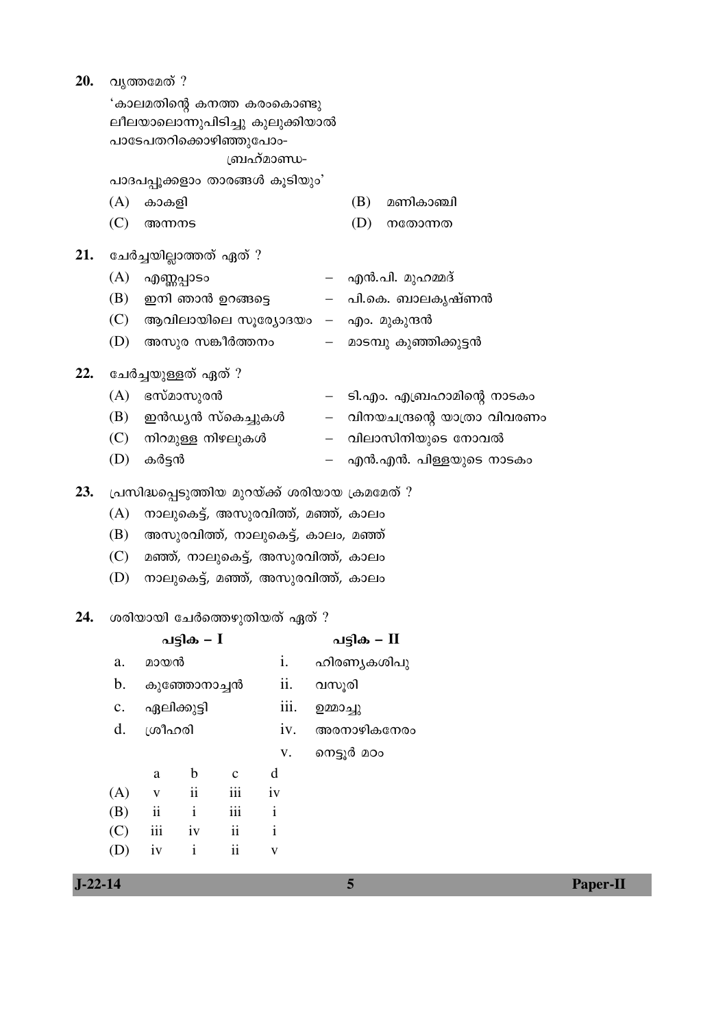20. വൃത്തമേത് ?

'കാലമതിന്റെ കനത്ത കരംകൊണ്ടു
ലീലയാലൊന്നുപിടിച്ചു കുലുക്കിയാൽ
പാടേപതറിക്കൊഴിഞ്ഞുപോം-
ബ്രഹ്മാണ്ഡ-
പാദപപ്പൂക്കളാം താരങ്ങൾ കൂടിയും'

(A) കാകളി (B) മണികാഞ്ചി
(C) അന്നനട (D) നതോന്നത

21. ചേർച്ചയില്ലാത്തത് ഏത് ?

(A) എണ്ണപ്പാടം – എൻ.പി. മുഹമ്മദ്
(B) ഇനി ഞാൻ ഉറങ്ങട്ടെ – പി.കെ. ബാലകൃഷ്ണൻ
(C) ആവിലായിലെ സൂര്യോദയം – എം. മുകുന്ദൻ
(D) അസുര സങ്കീർത്തനം – മാടമ്പു കുഞ്ഞിക്കുട്ടൻ

22. ചേർച്ചയുള്ളത് ഏത് ?

(A) ഭസ്മാസുരൻ – ടി.എം. എബ്രഹാമിന്റെ നാടകം
(B) ഇൻഡ്യൻ സ്കെച്ചുകൾ – വിനയചന്ദ്രന്റെ യാത്രാ വിവരണം
(C) നിറമുള്ള നിഴലുകൾ – വിലാസിനിയുടെ നോവൽ
(D) കർട്ടൻ – എൻ.എൻ. പിള്ളയുടെ നാടകം

23. പ്രസിദ്ധപ്പെടുത്തിയ മുറയ്ക്ക് ശരിയായ ക്രമമേത് ?

(A) നാലുകെട്ട്, അസുരവിത്ത്, മഞ്ഞ്, കാലം
(B) അസുരവിത്ത്, നാലുകെട്ട്, കാലം, മഞ്ഞ്
(C) മഞ്ഞ്, നാലുകെട്ട്, അസുരവിത്ത്, കാലം
(D) നാലുകെട്ട്, മഞ്ഞ്, അസുരവിത്ത്, കാലം

24. ശരിയായി ചേർത്തെഴുതിയത് ഏത് ?

| | പട്ടിക – I | | പട്ടിക – II |
|---|---|---|---|
| a. | മായൻ | i. | ഹിരണ്യകശിപു |
| b. | കുഞ്ഞോനാച്ചൻ | ii. | വസൂരി |
| c. | ഏലിക്കുട്ടി | iii. | ഉമ്മാച്ചു |
| d. | ശ്രീഹരി | iv. | അരനാഴികനേരം |
| | | v. | നെട്ടൂർ മഠം |

| | a | b | c | d |
|---|---|---|---|---|
| (A) | v | ii | iii | iv |
| (B) | ii | i | iii | i |
| (C) | iii | iv | ii | i |
| (D) | iv | i | ii | v |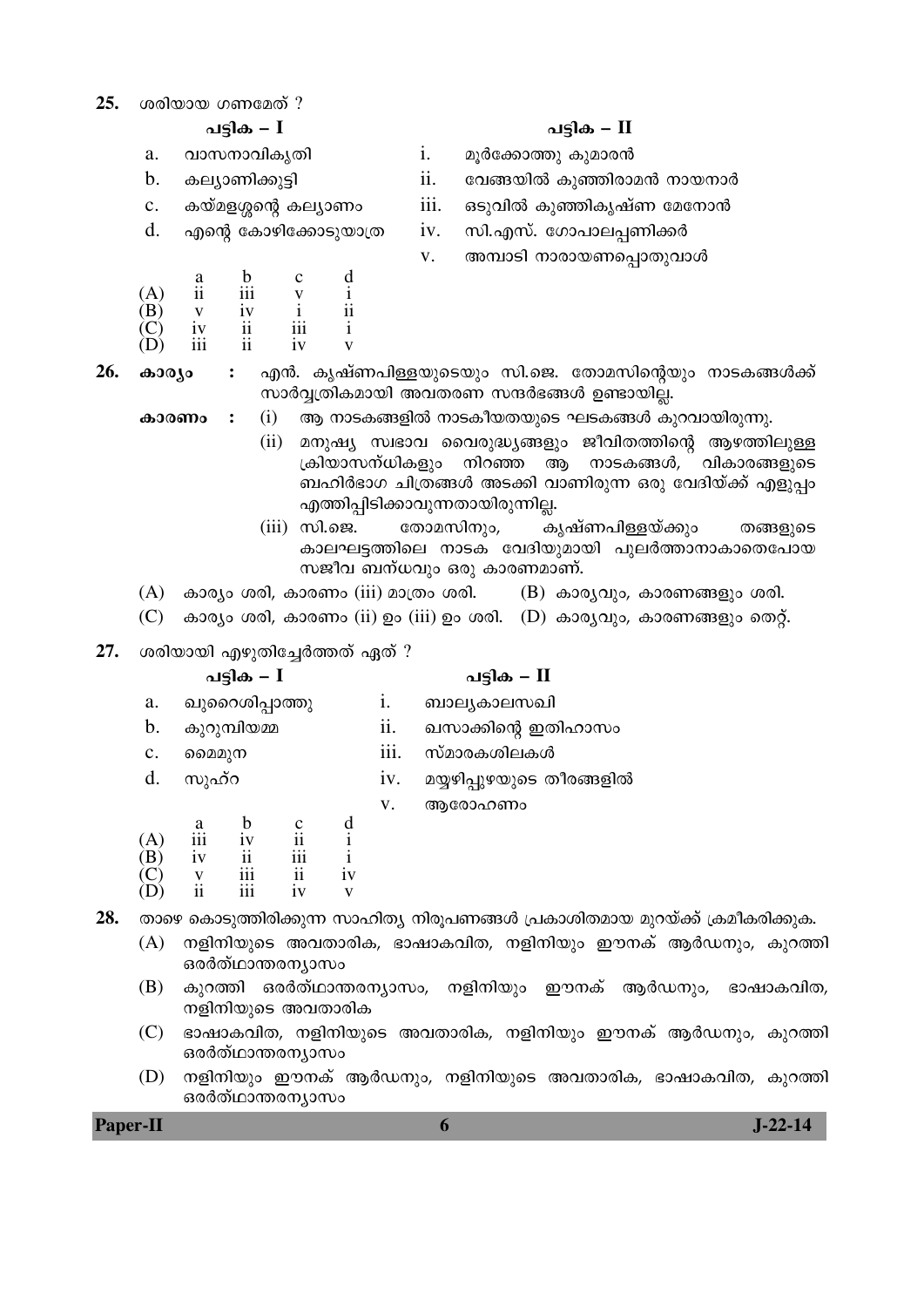**25.** ശരിയായ ഗണമേത് ?

| | പട്ടിക – I | | പട്ടിക – II |
|---|---|---|---|
| a. | വാസനാവികൃതി | i. | മൂർക്കോത്തു കുമാരൻ |
| b. | കല്യാണിക്കുട്ടി | ii. | വേങ്ങയിൽ കുഞ്ഞിരാമൻ നായനാർ |
| c. | കയ്മളശ്ശന്റെ കല്യാണം | iii. | ഒടുവിൽ കുഞ്ഞികൃഷ്ണ മേനോൻ |
| d. | എന്റെ കോഴിക്കോടുയാത്ര | iv. | സി.എസ്. ഗോപാലപ്പണിക്കർ |
| | | v. | അമ്പാടി നാരായണപ്പൊതുവാൾ |

| | a | b | c | d |
|---|---|---|---|---|
| (A) | ii | iii | v | i |
| (B) | v | iv | i | ii |
| (C) | iv | ii | iii | i |
| (D) | iii | ii | iv | v |

**26.** **കാര്യം** : എൻ. കൃഷ്ണപിള്ളയുടെയും സി.ജെ. തോമസിന്റെയും നാടകങ്ങൾക്ക് സാർവ്വത്രികമായി അവതരണ സന്ദർഭങ്ങൾ ഉണ്ടായില്ല.

**കാരണം** :
(i) ആ നാടകങ്ങളിൽ നാടകീയതയുടെ ഘടകങ്ങൾ കുറവായിരുന്നു.
(ii) മനുഷ്യ സ്വഭാവ വൈരുദ്ധ്യങ്ങളും ജീവിതത്തിന്റെ ആഴത്തിലുള്ള ക്രിയാസന്ധികളും നിറഞ്ഞ ആ നാടകങ്ങൾ, വികാരങ്ങളുടെ ബഹിർഭാഗ ചിത്രങ്ങൾ അടക്കി വാണിരുന്ന ഒരു വേദിയ്ക്ക് എളുപ്പം എത്തിപ്പിടിക്കാവുന്നതായിരുന്നില്ല.
(iii) സി.ജെ. തോമസിനും, കൃഷ്ണപിള്ളയ്ക്കും തങ്ങളുടെ കാലഘട്ടത്തിലെ നാടക വേദിയുമായി പുലർത്താനാകാതെപോയ സജീവ ബന്ധവും ഒരു കാരണമാണ്.

(A) കാര്യം ശരി, കാരണം (iii) മാത്രം ശരി. (B) കാര്യവും, കാരണങ്ങളും ശരി.
(C) കാര്യം ശരി, കാരണം (ii) ഉം (iii) ഉം ശരി. (D) കാര്യവും, കാരണങ്ങളും തെറ്റ്.

**27.** ശരിയായി എഴുതിച്ചേർത്തത് ഏത് ?

| | പട്ടിക – I | | പട്ടിക – II |
|---|---|---|---|
| a. | ഖുറൈശിപ്പാത്തു | i. | ബാല്യകാലസഖി |
| b. | കുറുമ്പിയമ്മ | ii. | ഖസാക്കിന്റെ ഇതിഹാസം |
| c. | മൈമുന | iii. | സ്മാരകശിലകൾ |
| d. | സുഹ്റ | iv. | മയ്യഴിപ്പുഴയുടെ തീരങ്ങളിൽ |
| | | v. | ആരോഹണം |

| | a | b | c | d |
|---|---|---|---|---|
| (A) | iii | iv | ii | i |
| (B) | iv | ii | iii | i |
| (C) | v | iii | ii | iv |
| (D) | ii | iii | iv | v |

**28.** താഴെ കൊടുത്തിരിക്കുന്ന സാഹിത്യ നിരൂപണങ്ങൾ പ്രകാശിതമായ മുറയ്ക്ക് ക്രമീകരിക്കുക.

(A) നളിനിയുടെ അവതാരിക, ഭാഷാകവിത, നളിനിയും ഈനക് ആർഡനും, കുറത്തി ഒരർത്ഥാന്തരന്യാസം
(B) കുറത്തി ഒരർത്ഥാന്തരന്യാസം, നളിനിയും ഈനക് ആർഡനും, ഭാഷാകവിത, നളിനിയുടെ അവതാരിക
(C) ഭാഷാകവിത, നളിനിയുടെ അവതാരിക, നളിനിയും ഈനക് ആർഡനും, കുറത്തി ഒരർത്ഥാന്തരന്യാസം
(D) നളിനിയും ഈനക് ആർഡനും, നളിനിയുടെ അവതാരിക, ഭാഷാകവിത, കുറത്തി ഒരർത്ഥാന്തരന്യാസം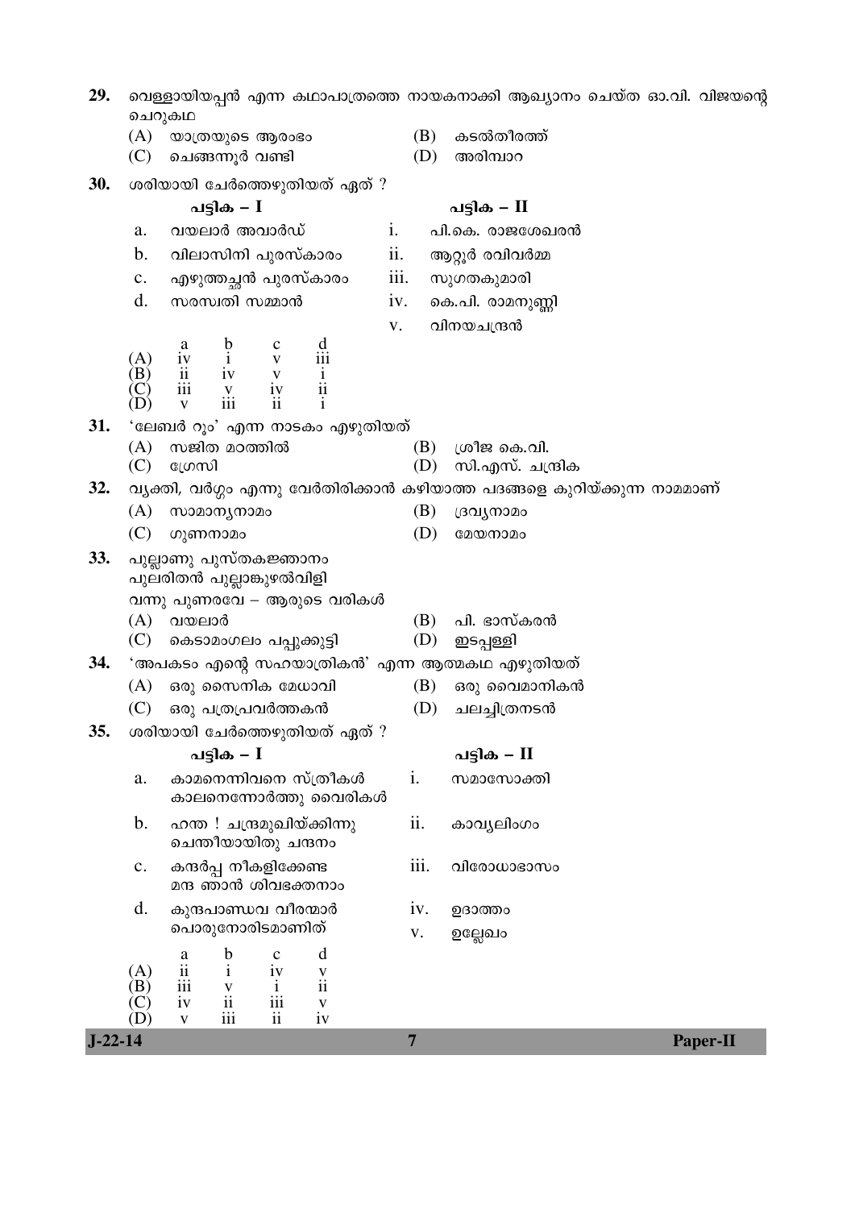**29.** വെള്ളായിയപ്പൻ എന്ന കഥാപാത്രത്തെ നായകനാക്കി ആഖ്യാനം ചെയ്ത ഓ.വി. വിജയന്റെ ചെറുകഥ

(A) യാത്രയുടെ ആരംഭം
(B) കടൽതീരത്ത്
(C) ചെങ്ങന്നൂർ വണ്ടി
(D) അരിമ്പാറ

**30.** ശരിയായി ചേർത്തെഴുതിയത് ഏത് ?

| | പട്ടിക – I | | പട്ടിക – II |
|---|---|---|---|
| a. | വയലാർ അവാർഡ് | i. | പി.കെ. രാജശേഖരൻ |
| b. | വിലാസിനി പുരസ്കാരം | ii. | ആറ്റൂർ രവിവർമ്മ |
| c. | എഴുത്തച്ഛൻ പുരസ്കാരം | iii. | സുഗതകുമാരി |
| d. | സരസ്വതി സമ്മാൻ | iv. | കെ.പി. രാമനുണ്ണി |
| | | v. | വിനയചന്ദ്രൻ |

| | a | b | c | d |
|---|---|---|---|---|
| (A) | iv | i | v | iii |
| (B) | ii | iv | v | i |
| (C) | iii | v | iv | ii |
| (D) | v | iii | ii | i |

**31.** 'ലേബർ റൂം' എന്ന നാടകം എഴുതിയത്

(A) സജിത മഠത്തിൽ
(B) ശ്രീജ കെ.വി.
(C) ഗ്രേസി
(D) സി.എസ്. ചന്ദ്രിക

**32.** വ്യക്തി, വർഗ്ഗം എന്നു വേർതിരിക്കാൻ കഴിയാത്ത പദങ്ങളെ കുറിയ്ക്കുന്ന നാമമാണ്

(A) സാമാന്യനാമം
(B) ദ്രവ്യനാമം
(C) ഗുണനാമം
(D) മേയനാമം

**33.** പുല്ലാണു പുസ്തകജ്ഞാനം
പുലരിതൻ പുല്ലാങ്കുഴൽവിളി
വന്നു പുണരവേ – ആരുടെ വരികൾ

(A) വയലാർ
(B) പി. ഭാസ്കരൻ
(C) കെടാമംഗലം പപ്പുക്കുട്ടി
(D) ഇടപ്പള്ളി

**34.** 'അപകടം എന്റെ സഹയാത്രികൻ' എന്ന ആത്മകഥ എഴുതിയത്

(A) ഒരു സൈനിക മേധാവി
(B) ഒരു വൈമാനികൻ
(C) ഒരു പത്രപ്രവർത്തകൻ
(D) ചലച്ചിത്രനടൻ

**35.** ശരിയായി ചേർത്തെഴുതിയത് ഏത് ?

| | പട്ടിക – I | | പട്ടിക – II |
|---|---|---|---|
| a. | കാമനെന്നിവനെ സ്ത്രീകൾ കാലനെന്നോർത്തു വൈരികൾ | i. | സമാസോക്തി |
| b. | ഹന്ത ! ചന്ദ്രമുഖിയ്ക്കിന്നു ചെന്തീയായിതു ചന്ദനം | ii. | കാവ്യലിംഗം |
| c. | കന്ദർപ്പ നീകളിക്കേണ്ട മന്ദ ഞാൻ ശിവഭക്തനാം | iii. | വിരോധാഭാസം |
| d. | കുന്ദപാണ്ഡവ വീരന്മാർ പൊരുനോരിടമാണിത് | iv. | ഉദാത്തം |
| | | v. | ഉല്ലേഖം |

| | a | b | c | d |
|---|---|---|---|---|
| (A) | ii | i | iv | v |
| (B) | iii | v | i | ii |
| (C) | iv | ii | iii | v |
| (D) | v | iii | ii | iv |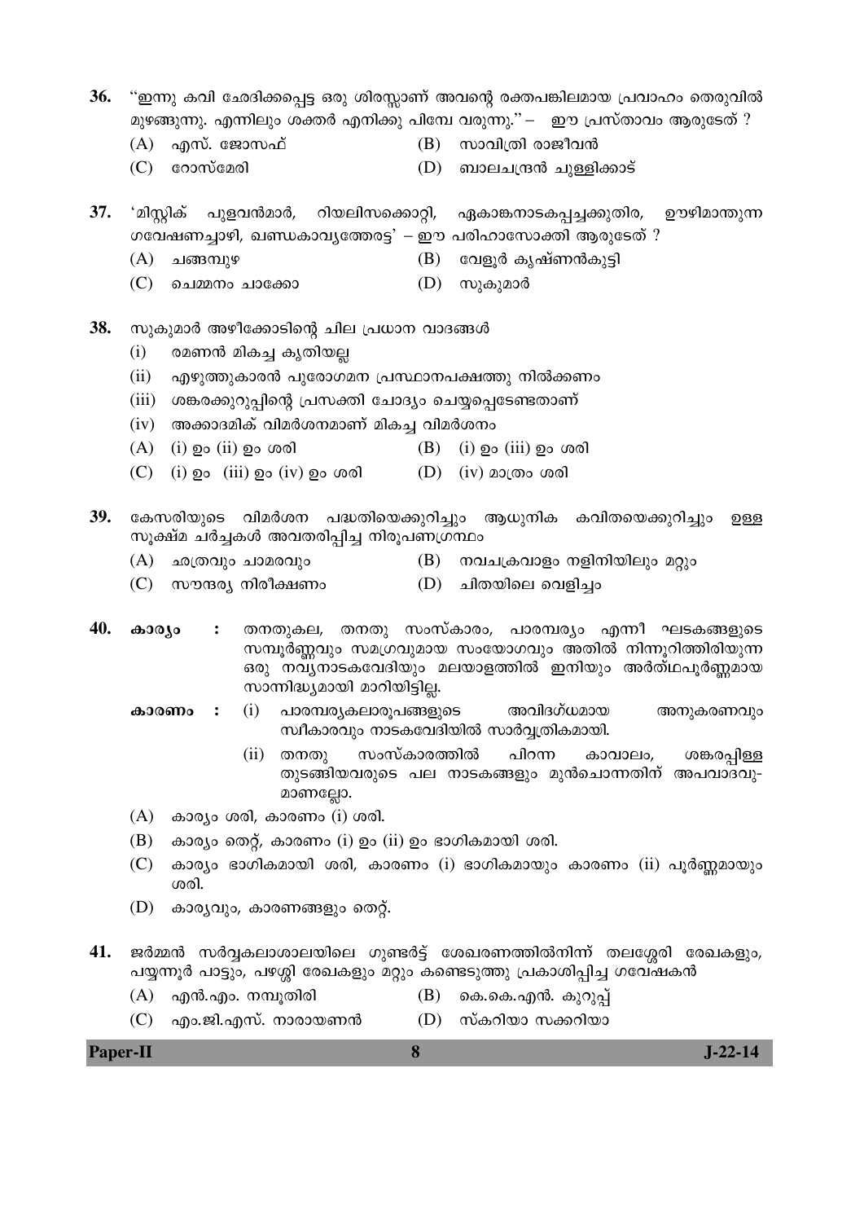36. "ഇന്നു കവി ഛേദിക്കപ്പെട്ട ഒരു ശിരസ്സാണ് അവന്റെ രക്തപങ്കിലമായ പ്രവാഹം തെരുവിൽ മുഴങ്ങുന്നു. എന്നിലും ശക്തർ എനിക്കു പിമ്പേ വരുന്നു." – ഈ പ്രസ്താവം ആരുടേത് ?

(A) എസ്. ജോസഫ്
(B) സാവിത്രി രാജീവൻ
(C) റോസ്മേരി
(D) ബാലചന്ദ്രൻ ചുള്ളിക്കാട്

37. 'മിസ്റ്റിക് പുളവൻമാർ, റിയലിസക്കൊറ്റി, ഏകാങ്കനാടകപ്പച്ചക്കുതിര, ഊഴിമാന്തുന്ന ഗവേഷണച്ചാഴി, ഖണ്ഡകാവ്യത്തേരട്ട' – ഈ പരിഹാസോക്തി ആരുടേത് ?

(A) ചങ്ങമ്പുഴ
(B) വേളൂർ കൃഷ്ണൻകുട്ടി
(C) ചെമ്മനം ചാക്കോ
(D) സുകുമാർ

38. സുകുമാർ അഴീക്കോടിന്റെ ചില പ്രധാന വാദങ്ങൾ

(i) രമണൻ മികച്ച കൃതിയല്ല
(ii) എഴുത്തുകാരൻ പുരോഗമന പ്രസ്ഥാനപക്ഷത്തു നിൽക്കണം
(iii) ശങ്കരക്കുറുപ്പിന്റെ പ്രസക്തി ചോദ്യം ചെയ്യപ്പെടേണ്ടതാണ്
(iv) അക്കാദമിക് വിമർശനമാണ് മികച്ച വിമർശനം

(A) (i) ഉം (ii) ഉം ശരി
(B) (i) ഉം (iii) ഉം ശരി
(C) (i) ഉം (iii) ഉം (iv) ഉം ശരി
(D) (iv) മാത്രം ശരി

39. കേസരിയുടെ വിമർശന പദ്ധതിയെക്കുറിച്ചും ആധുനിക കവിതയെക്കുറിച്ചും ഉള്ള സൂക്ഷ്മ ചർച്ചകൾ അവതരിപ്പിച്ച നിരൂപണഗ്രന്ഥം

(A) ഛത്രവും ചാമരവും
(B) നവചക്രവാളം നളിനിയിലും മറ്റും
(C) സൗന്ദര്യ നിരീക്ഷണം
(D) ചിതയിലെ വെളിച്ചം

40. **കാര്യം** : തനതുകല, തനതു സംസ്കാരം, പാരമ്പര്യം എന്നീ ഘടകങ്ങളുടെ സമ്പൂർണ്ണവും സമഗ്രവുമായ സംയോഗവും അതിൽ നിന്നൂറിത്തിരിയുന്ന ഒരു നവ്യനാടകവേദിയും മലയാളത്തിൽ ഇനിയും അർത്ഥപൂർണ്ണമായ സാന്നിദ്ധ്യമായി മാറിയിട്ടില്ല.

**കാരണം** : (i) പാരമ്പര്യകലാരൂപങ്ങളുടെ അവിദഗ്ധമായ അനുകരണവും സ്വീകാരവും നാടകവേദിയിൽ സാർവ്വത്രികമായി.

(ii) തനതു സംസ്കാരത്തിൽ പിറന്ന കാവാലം, ശങ്കരപ്പിള്ള തുടങ്ങിയവരുടെ പല നാടകങ്ങളും മുൻചൊന്നതിന് അപവാദവുമാണല്ലോ.

(A) കാര്യം ശരി, കാരണം (i) ശരി.
(B) കാര്യം തെറ്റ്, കാരണം (i) ഉം (ii) ഉം ഭാഗികമായി ശരി.
(C) കാര്യം ഭാഗികമായി ശരി, കാരണം (i) ഭാഗികമായും കാരണം (ii) പൂർണ്ണമായും ശരി.
(D) കാര്യവും, കാരണങ്ങളും തെറ്റ്.

41. ജർമ്മൻ സർവ്വകലാശാലയിലെ ഗുണ്ടർട്ട് ശേഖരണത്തിൽനിന്ന് തലശ്ശേരി രേഖകളും, പയ്യന്നൂർ പാട്ടും, പഴശ്ശി രേഖകളും മറ്റും കണ്ടെടുത്തു പ്രകാശിപ്പിച്ച ഗവേഷകൻ

(A) എൻ.എം. നമ്പൂതിരി
(B) കെ.കെ.എൻ. കുറുപ്പ്
(C) എം.ജി.എസ്. നാരായണൻ
(D) സ്കറിയാ സക്കറിയാ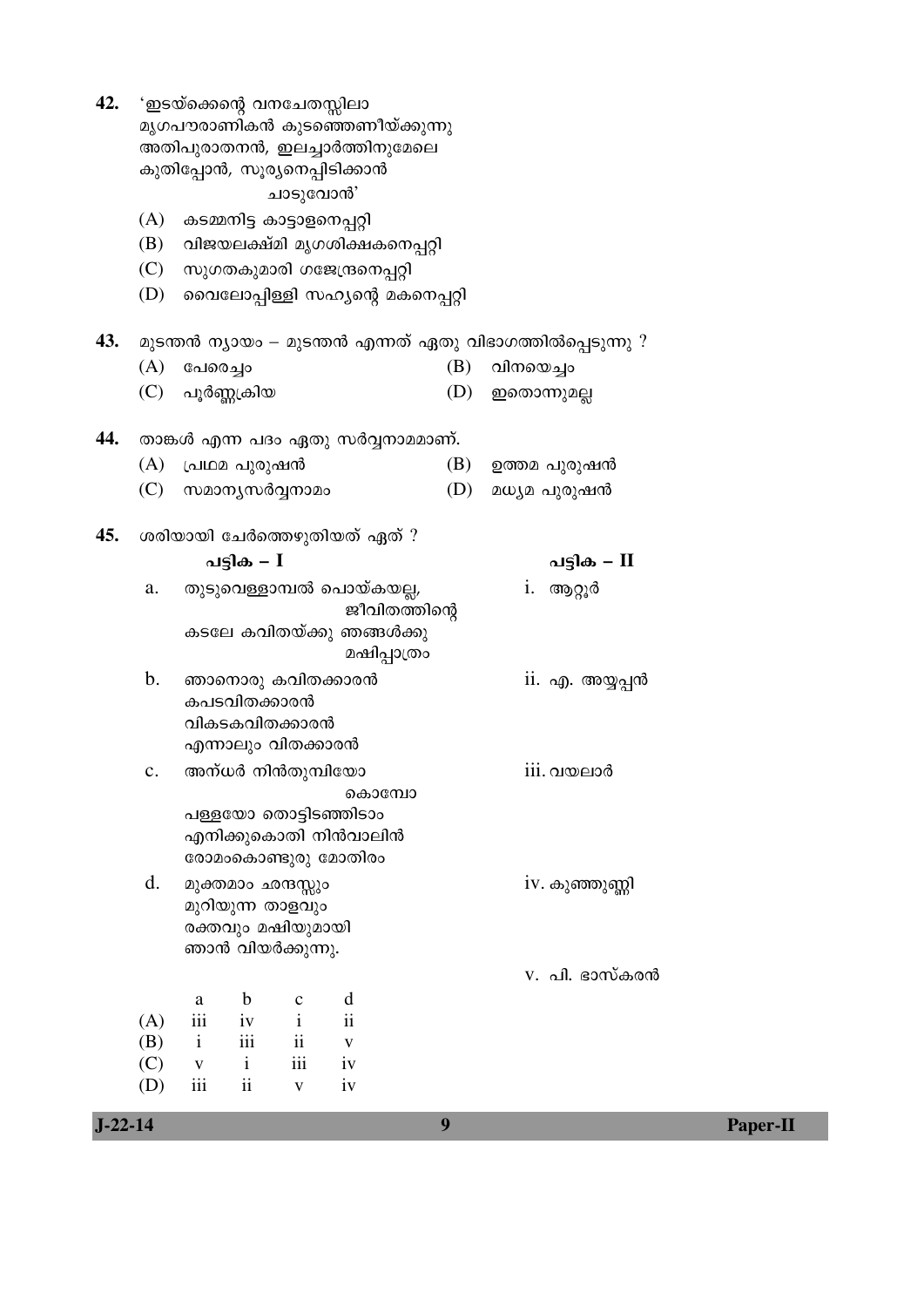42. 'ഇടയ്ക്കെന്റെ വനചേതസ്സിലാ
മൃഗപൗരാണികൻ കുടഞ്ഞെണീയ്ക്കുന്നു
അതിപുരാതനൻ, ഇലച്ചാർത്തിനുമേലെ
കുതിപ്പോൻ, സൂര്യനെപ്പിടിക്കാൻ
ചാടുവോൻ'

(A) കടമ്മനിട്ട കാട്ടാളനെപ്പറ്റി
(B) വിജയലക്ഷ്മി മൃഗശിക്ഷകനെപ്പറ്റി
(C) സുഗതകുമാരി ഗജേന്ദ്രനെപ്പറ്റി
(D) വൈലോപ്പിള്ളി സഹ്യന്റെ മകനെപ്പറ്റി

43. മുടന്തൻ ന്യായം – മുടന്തൻ എന്നത് ഏതു വിഭാഗത്തിൽപ്പെടുന്നു ?

(A) പേരെച്ചം
(B) വിനയെച്ചം
(C) പൂർണ്ണക്രിയ
(D) ഇതൊന്നുമല്ല

44. താങ്കൾ എന്ന പദം ഏതു സർവ്വനാമമാണ്.

(A) പ്രഥമ പുരുഷൻ
(B) ഉത്തമ പുരുഷൻ
(C) സമാന്യസർവ്വനാമം
(D) മധ്യമ പുരുഷൻ

45. ശരിയായി ചേർത്തെഴുതിയത് ഏത് ?

| | പട്ടിക – I | പട്ടിക – II |
|---|---|---|
| a. | തുടുവെള്ളാമ്പൽ പൊയ്കയല്ല, ജീവിതത്തിന്റെ കടലേ കവിതയ്ക്കു ഞങ്ങൾക്കു മഷിപ്പാത്രം | i. ആറ്റൂർ |
| b. | ഞാനൊരു കവിതക്കാരൻ കപടവിതക്കാരൻ വികടകവിതക്കാരൻ എന്നാലും വിതക്കാരൻ | ii. എ. അയ്യപ്പൻ |
| c. | അന്ധർ നിൻതുമ്പിയോ കൊമ്പോ പള്ളയോ തൊട്ടിടഞ്ഞിടാം എനിക്കുകൊതി നിൻവാലിൻ രോമംകൊണ്ടുരു മോതിരം | iii. വയലാർ |
| d. | മുക്തമാം ഛന്ദസ്സും മുറിയുന്ന താളവും രക്തവും മഷിയുമായി ഞാൻ വിയർക്കുന്നു. | iv. കുഞ്ഞുണ്ണി |
| | | v. പി. ഭാസ്കരൻ |

| | a | b | c | d |
|---|---|---|---|---|
| (A) | iii | iv | i | ii |
| (B) | i | iii | ii | v |
| (C) | v | i | iii | iv |
| (D) | iii | ii | v | iv |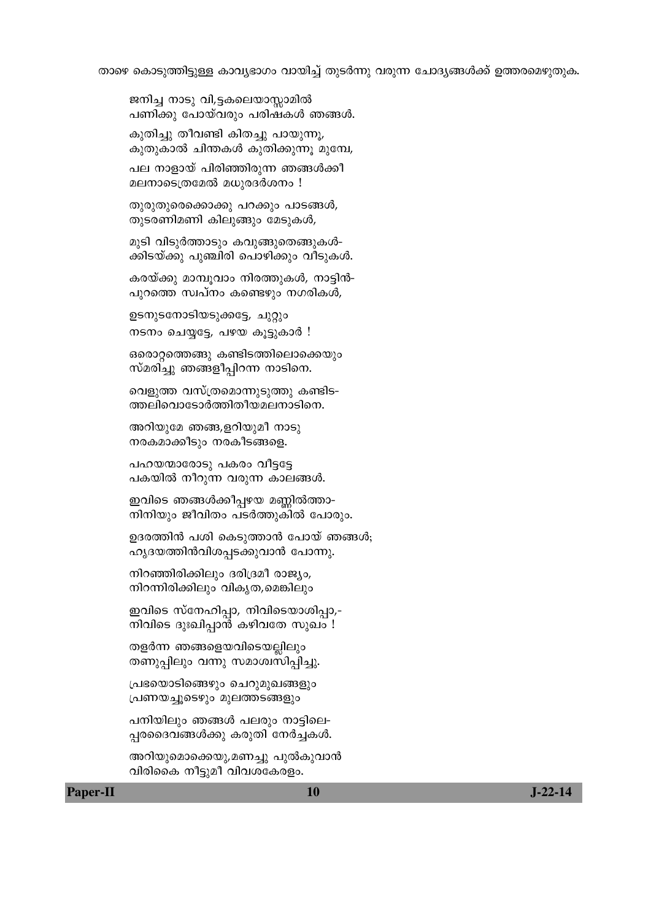താഴെ കൊടുത്തിട്ടുള്ള കാവ്യഭാഗം വായിച്ച് തുടർന്നു വരുന്ന ചോദ്യങ്ങൾക്ക് ഉത്തരമെഴുതുക.

ജനിച്ച നാടു വി,ട്ടകലെയാസ്സാമിൽ
പണിക്കു പോയ്വരും പരിഷകൾ ഞങ്ങൾ.

കുതിച്ചു തീവണ്ടി കിതച്ചു പായുന്നൂ,
കുതുകാൽ ചിന്തകൾ കുതിക്കുന്നൂ മുമ്പേ,

പല നാളായ് പിരിഞ്ഞിരുന്ന ഞങ്ങൾക്കീ
മലനാടെത്രമേൽ മധുരദർശനം !

തുരുതുരെക്കൊക്കു പറക്കും പാടങ്ങൾ,
തുടരണിമണി കിലുങ്ങും മേടുകൾ,

മുടി വിടുർത്താടും കവുങ്ങുതെങ്ങുകൾ-
ക്കിടയ്ക്കു പുഞ്ചിരി പൊഴിക്കും വീടുകൾ.

കരയ്ക്കു മാമ്പൂവാം നിരത്തുകൾ, നാട്ടിൻ-
പുറത്തെ സ്വപ്നം കണ്ടെഴും നഗരികൾ,

ഉടനുടനോടിയടുക്കട്ടേ, ചുറ്റും
നടനം ചെയ്യട്ടേ, പഴയ കൂട്ടുകാർ !

ഒരൊറ്റത്തെങ്ങു കണ്ടിടത്തിലൊക്കെയും
സ്മരിച്ചു ഞങ്ങളീപ്പിറന്ന നാടിനെ.

വെളുത്ത വസ്ത്രമൊന്നുടുത്തു കണ്ടിട-
ത്തലിവൊടോർത്തിതീയമലനാടിനെ.

അറിയുമേ ഞങ്ങ,ളറിയുമീ നാടു
നരകമാക്കീടും നരകീടങ്ങളെ.

പഹയന്മാരോടു പകരം വീട്ടട്ടേ
പകയിൽ നീറുന്ന വരുന്ന കാലങ്ങൾ.

ഇവിടെ ഞങ്ങൾക്കീപ്പഴയ മണ്ണിൽത്താ-
നിനിയും ജീവിതം പടർത്തുകിൽ പോരും.

ഉദരത്തിൻ പശി കെടുത്താൻ പോയ് ഞങ്ങൾ;
ഹൃദയത്തിൻവിശപ്പടക്കുവാൻ പോന്നു.

നിറഞ്ഞിരിക്കിലും ദരിദ്രമീ രാജ്യം,
നിറന്നിരിക്കിലും വികൃത,മെങ്കിലും

ഇവിടെ സ്നേഹിപ്പാ, നിവിടെയാശിപ്പാ,-
നിവിടെ ദുഃഖിപ്പാൻ കഴിവതേ സുഖം !

തളർന്ന ഞങ്ങളെയവിടെയല്ലിലും
തണുപ്പിലും വന്നു സമാശ്വസിപ്പിച്ചു.

പ്രഭയൊടിങ്ങെഴും ചെറുമുഖങ്ങളും
പ്രണയച്ചൂടെഴും മുലത്തടങ്ങളും

പനിയിലും ഞങ്ങൾ പലരും നാട്ടിലെ-
പ്പരദൈവങ്ങൾക്കു കരുതി നേർച്ചകൾ.

അറിയുമൊക്കെയു,മണച്ചു പുൽകുവാൻ
വിരികൈ നീട്ടുമീ വിവശകേരളം.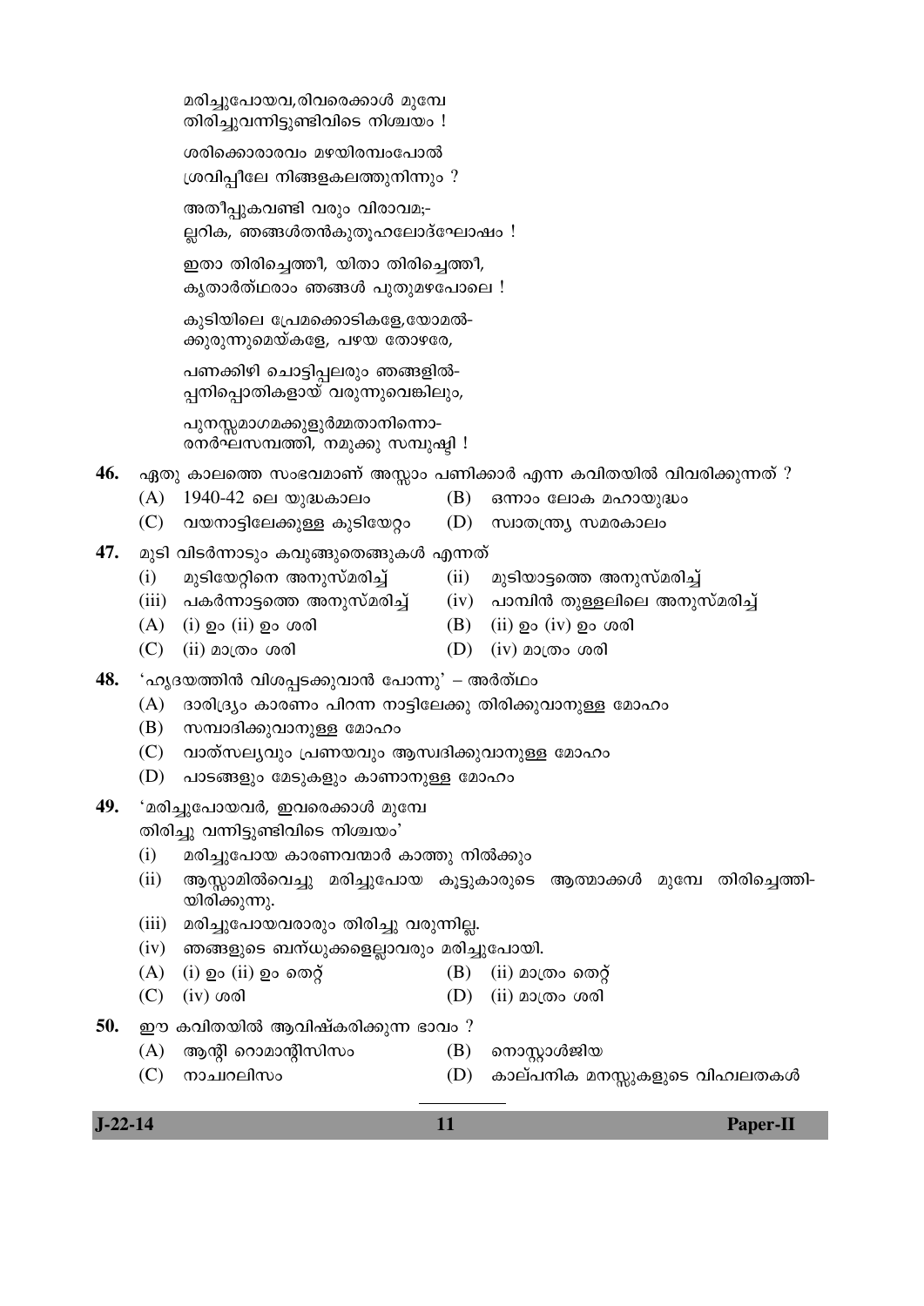മരിച്ചുപോയവ,രിവരെക്കാൾ മുമ്പേ
തിരിച്ചുവന്നിട്ടുണ്ടിവിടെ നിശ്ചയം !

ശരിക്കൊരാരവം മഴയിരമ്പംപോൽ
ശ്രവിപ്പീലേ നിങ്ങളകലത്തുനിന്നും ?

അതീപ്പുകവണ്ടി വരും വിരാവമ;-
ല്ലറിക, ഞങ്ങൾതൻകുതൂഹലോദ്ഘോഷം !

ഇതാ തിരിച്ചെത്തീ, യിതാ തിരിച്ചെത്തീ,
കൃതാർത്ഥരാം ഞങ്ങൾ പുതുമഴപോലെ !

കുടിയിലെ പ്രേമക്കൊടികളേ,യോമൽ-
ക്കുരുന്നുമെയ്കളേ, പഴയ തോഴരേ,

പണക്കിഴി ചൊട്ടിപ്പലരും ഞങ്ങളിൽ-
പ്പനിപ്പൊതികളായ് വരുന്നുവെങ്കിലും,

പുനസ്സമാഗമക്കുളുർമ്മതാനിന്നൊ-
രനർഘസമ്പത്തി, നമുക്കു സമ്പുഷ്ടി !

**46.** ഏതു കാലത്തെ സംഭവമാണ് അസ്സാം പണിക്കാർ എന്ന കവിതയിൽ വിവരിക്കുന്നത് ?

(A) 1940-42 ലെ യുദ്ധകാലം
(B) ഒന്നാം ലോക മഹായുദ്ധം
(C) വയനാട്ടിലേക്കുള്ള കുടിയേറ്റം
(D) സ്വാതന്ത്ര്യ സമരകാലം

**47.** മുടി വിടർന്നാടും കവുങ്ങുതെങ്ങുകൾ എന്നത്

(i) മുടിയേറ്റിനെ അനുസ്മരിച്ച്
(ii) മുടിയാട്ടത്തെ അനുസ്മരിച്ച്
(iii) പകർന്നാട്ടത്തെ അനുസ്മരിച്ച്
(iv) പാമ്പിൻ തുള്ളലിലെ അനുസ്മരിച്ച്

(A) (i) ഉം (ii) ഉം ശരി
(B) (ii) ഉം (iv) ഉം ശരി
(C) (ii) മാത്രം ശരി
(D) (iv) മാത്രം ശരി

**48.** 'ഹൃദയത്തിൻ വിശപ്പടക്കുവാൻ പോന്നു' – അർത്ഥം

(A) ദാരിദ്ര്യം കാരണം പിറന്ന നാട്ടിലേക്കു തിരിക്കുവാനുള്ള മോഹം
(B) സമ്പാദിക്കുവാനുള്ള മോഹം
(C) വാത്സല്യവും പ്രണയവും ആസ്വദിക്കുവാനുള്ള മോഹം
(D) പാടങ്ങളും മേടുകളും കാണാനുള്ള മോഹം

**49.** 'മരിച്ചുപോയവർ, ഇവരെക്കാൾ മുമ്പേ
തിരിച്ചു വന്നിട്ടുണ്ടിവിടെ നിശ്ചയം'

(i) മരിച്ചുപോയ കാരണവന്മാർ കാത്തു നിൽക്കും
(ii) ആസ്സാമിൽവെച്ചു മരിച്ചുപോയ കൂട്ടുകാരുടെ ആത്മാക്കൾ മുമ്പേ തിരിച്ചെത്തി-യിരിക്കുന്നു.
(iii) മരിച്ചുപോയവരാരും തിരിച്ചു വരുന്നില്ല.
(iv) ഞങ്ങളുടെ ബന്ധുക്കളെല്ലാവരും മരിച്ചുപോയി.

(A) (i) ഉം (ii) ഉം തെറ്റ്
(B) (ii) മാത്രം തെറ്റ്
(C) (iv) ശരി
(D) (ii) മാത്രം ശരി

**50.** ഈ കവിതയിൽ ആവിഷ്കരിക്കുന്ന ഭാവം ?

(A) ആന്റി റൊമാന്റിസിസം
(B) നൊസ്റ്റാൾജിയ
(C) നാചറലിസം
(D) കാല്പനിക മനസ്സുകളുടെ വിഹ്വലതകൾ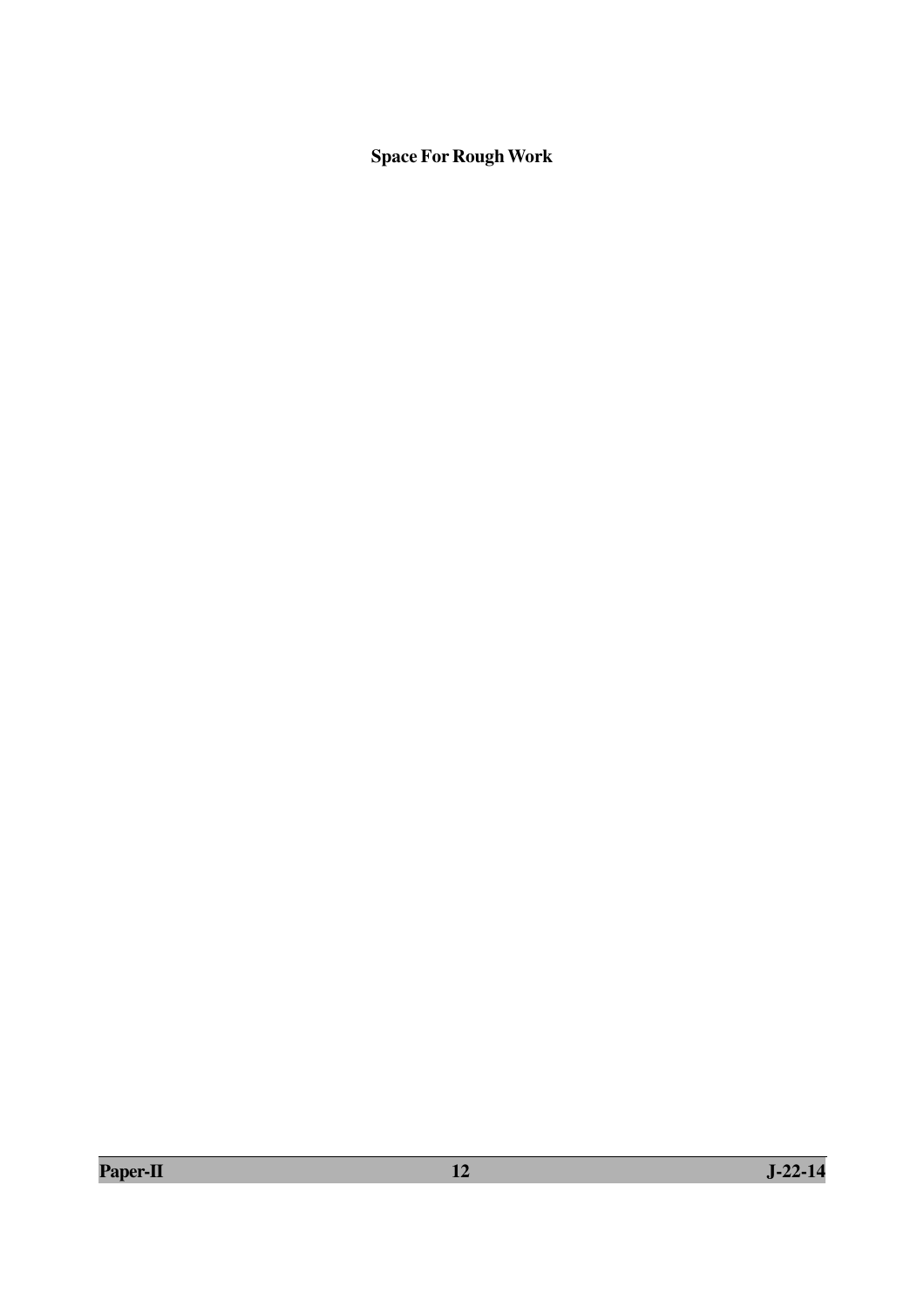**Space For Rough Work**